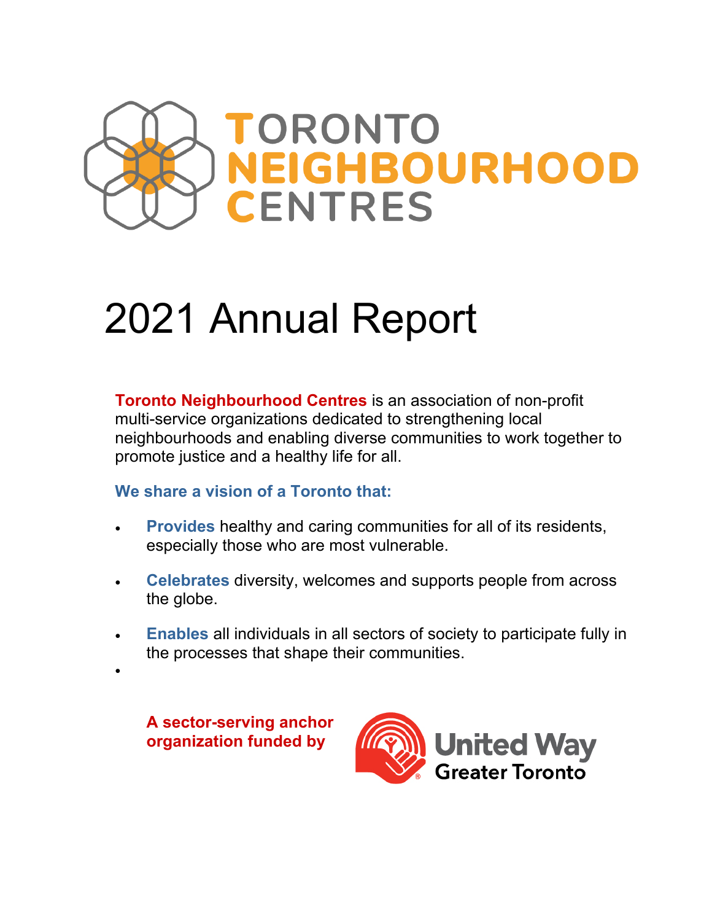# TORONTO NEIGHBOURHOOD CENTRES

# 2021 Annual Report

**Toronto Neighbourhood Centres** is an association of non-profit multi-service organizations dedicated to strengthening local neighbourhoods and enabling diverse communities to work together to promote justice and a healthy life for all.

**We share a vision of a Toronto that:**

- **Provides** healthy and caring communities for all of its residents, especially those who are most vulnerable.
- **Celebrates** diversity, welcomes and supports people from across the globe.
- **Enables** all individuals in all sectors of society to participate fully in the processes that shape their communities.

**A sector-serving anchor organization funded by** United Way Greater Toronto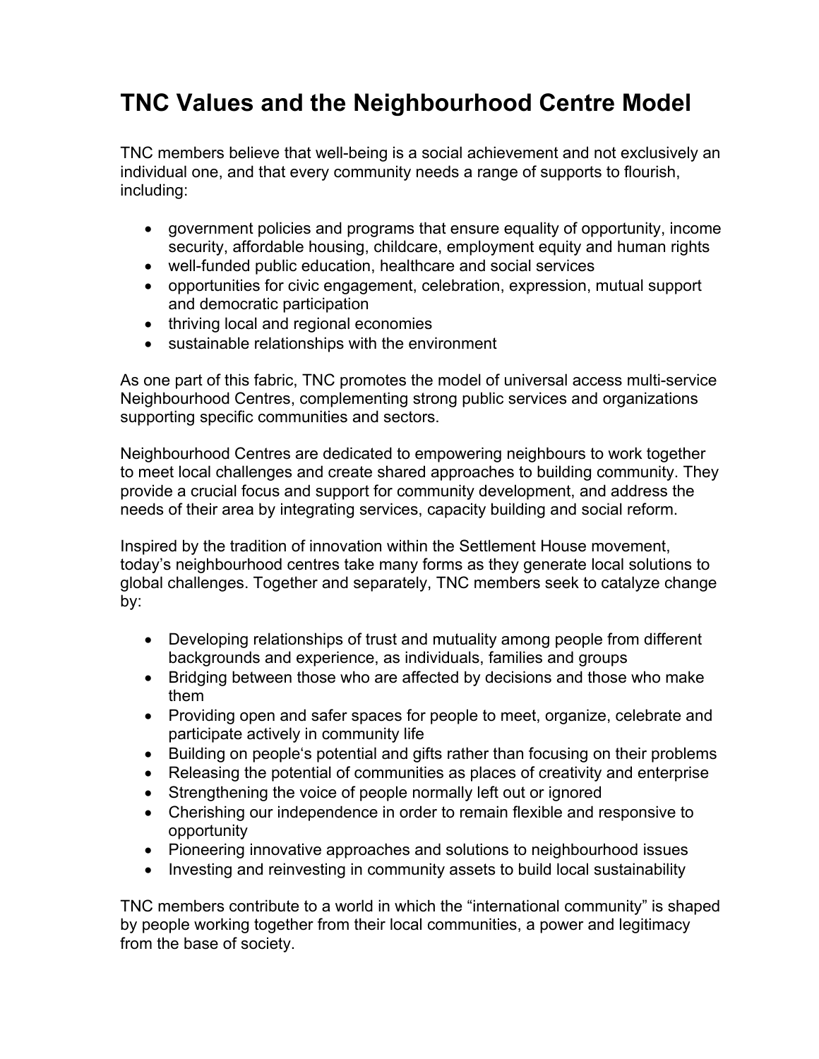# TNC Values and the Neighbourhood Centre Model

TNC members believe that well-being is a social achievement and not exclusively an individual one, and that every community needs a range of supports to flourish, including:

- government policies and programs that ensure equality of opportunity, income security, affordable housing, childcare, employment equity and human rights
- well-funded public education, healthcare and social services
- opportunities for civic engagement, celebration, expression, mutual support and democratic participation
- thriving local and regional economies
- sustainable relationships with the environment

As one part of this fabric, TNC promotes the model of universal access multi-service Neighbourhood Centres, complementing strong public services and organizations supporting specific communities and sectors.

Neighbourhood Centres are dedicated to empowering neighbours to work together to meet local challenges and create shared approaches to building community. They provide a crucial focus and support for community development, and address the needs of their area by integrating services, capacity building and social reform.

Inspired by the tradition of innovation within the Settlement House movement, today's neighbourhood centres take many forms as they generate local solutions to global challenges. Together and separately, TNC members seek to catalyze change by:

- Developing relationships of trust and mutuality among people from different backgrounds and experience, as individuals, families and groups
- Bridging between those who are affected by decisions and those who make them
- Providing open and safer spaces for people to meet, organize, celebrate and participate actively in community life
- Building on people's potential and gifts rather than focusing on their problems
- Releasing the potential of communities as places of creativity and enterprise
- Strengthening the voice of people normally left out or ignored
- Cherishing our independence in order to remain flexible and responsive to opportunity
- Pioneering innovative approaches and solutions to neighbourhood issues
- Investing and reinvesting in community assets to build local sustainability

TNC members contribute to a world in which the "international community" is shaped by people working together from their local communities, a power and legitimacy from the base of society.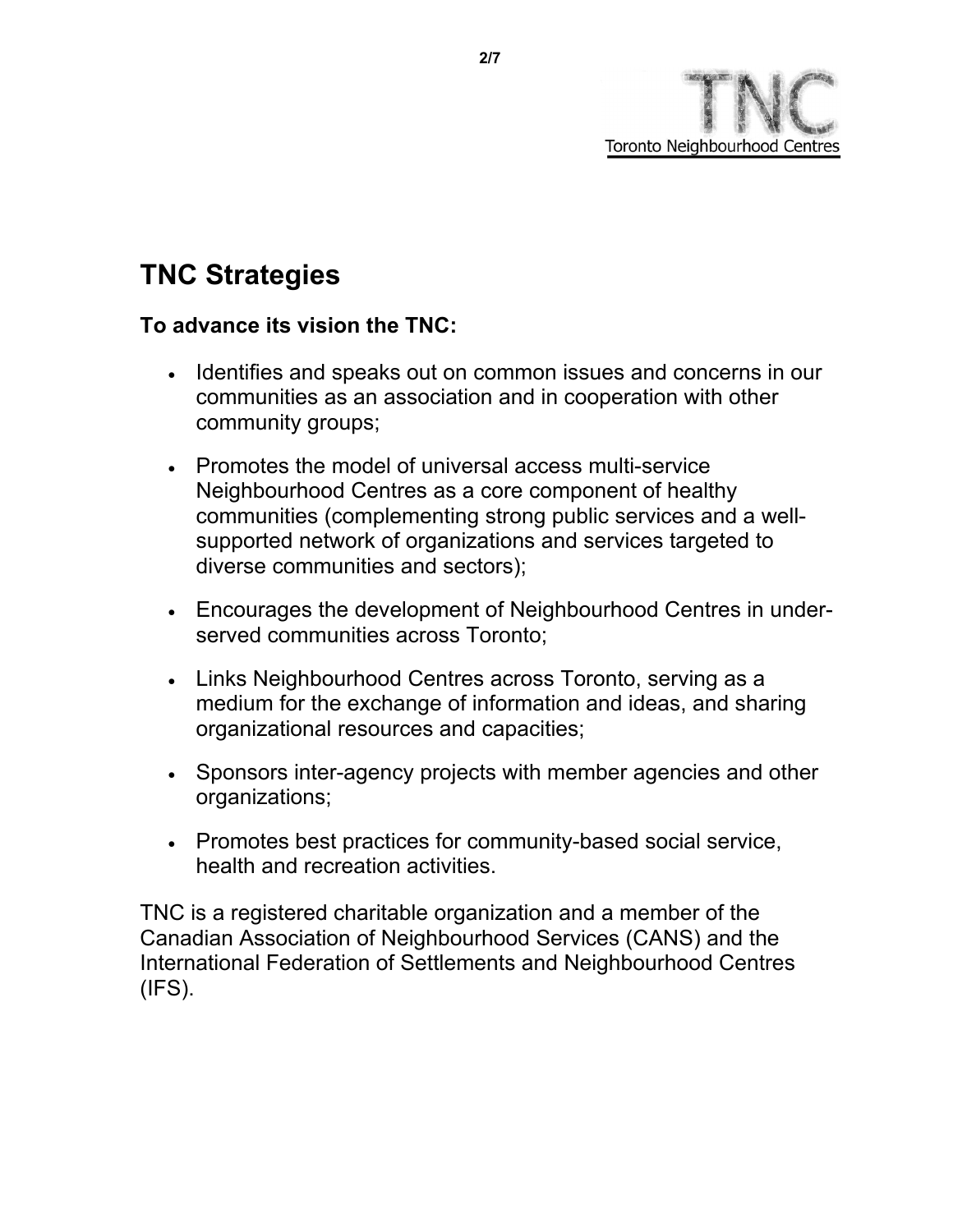## TNC Strategies

### To advance its vision the TNC:

- Identifies and speaks out on common issues and concerns in our communities as an association and in cooperation with other community groups;
- Promotes the model of universal access multi-service Neighbourhood Centres as a core component of healthy communities (complementing strong public services and a well-supported network of organizations and services targeted to diverse communities and sectors);
- Encourages the development of Neighbourhood Centres in under-served communities across Toronto;
- Links Neighbourhood Centres across Toronto, serving as a medium for the exchange of information and ideas, and sharing organizational resources and capacities;
- Sponsors inter-agency projects with member agencies and other organizations;
- Promotes best practices for community-based social service, health and recreation activities.

TNC is a registered charitable organization and a member of the Canadian Association of Neighbourhood Services (CANS) and the International Federation of Settlements and Neighbourhood Centres (IFS).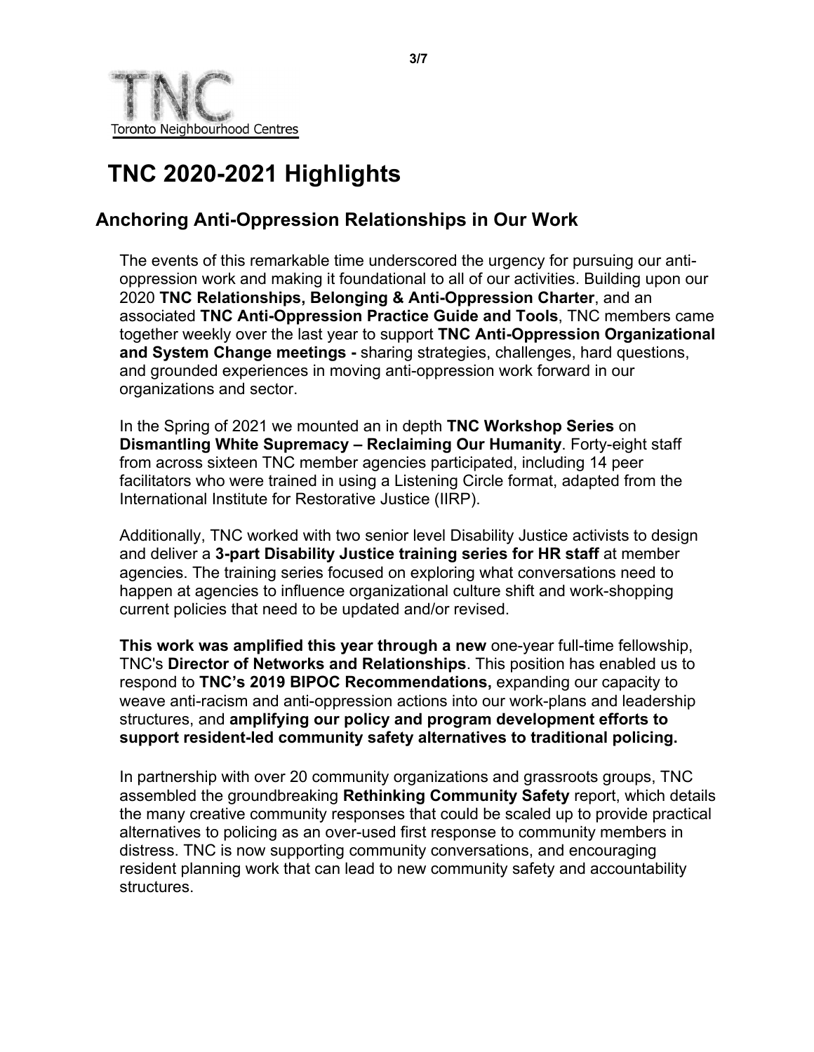TNC
Toronto Neighbourhood Centres

# TNC 2020-2021 Highlights

## Anchoring Anti-Oppression Relationships in Our Work

The events of this remarkable time underscored the urgency for pursuing our anti-oppression work and making it foundational to all of our activities. Building upon our 2020 **TNC Relationships, Belonging & Anti-Oppression Charter**, and an associated **TNC Anti-Oppression Practice Guide and Tools**, TNC members came together weekly over the last year to support **TNC Anti-Oppression Organizational and System Change meetings -** sharing strategies, challenges, hard questions, and grounded experiences in moving anti-oppression work forward in our organizations and sector.

In the Spring of 2021 we mounted an in depth **TNC Workshop Series** on **Dismantling White Supremacy – Reclaiming Our Humanity**. Forty-eight staff from across sixteen TNC member agencies participated, including 14 peer facilitators who were trained in using a Listening Circle format, adapted from the International Institute for Restorative Justice (IIRP).

Additionally, TNC worked with two senior level Disability Justice activists to design and deliver a **3-part Disability Justice training series for HR staff** at member agencies. The training series focused on exploring what conversations need to happen at agencies to influence organizational culture shift and work-shopping current policies that need to be updated and/or revised.

**This work was amplified this year through a new** one-year full-time fellowship, TNC's **Director of Networks and Relationships**. This position has enabled us to respond to **TNC's 2019 BIPOC Recommendations,** expanding our capacity to weave anti-racism and anti-oppression actions into our work-plans and leadership structures, and **amplifying our policy and program development efforts to support resident-led community safety alternatives to traditional policing.**

In partnership with over 20 community organizations and grassroots groups, TNC assembled the groundbreaking **Rethinking Community Safety** report, which details the many creative community responses that could be scaled up to provide practical alternatives to policing as an over-used first response to community members in distress. TNC is now supporting community conversations, and encouraging resident planning work that can lead to new community safety and accountability structures.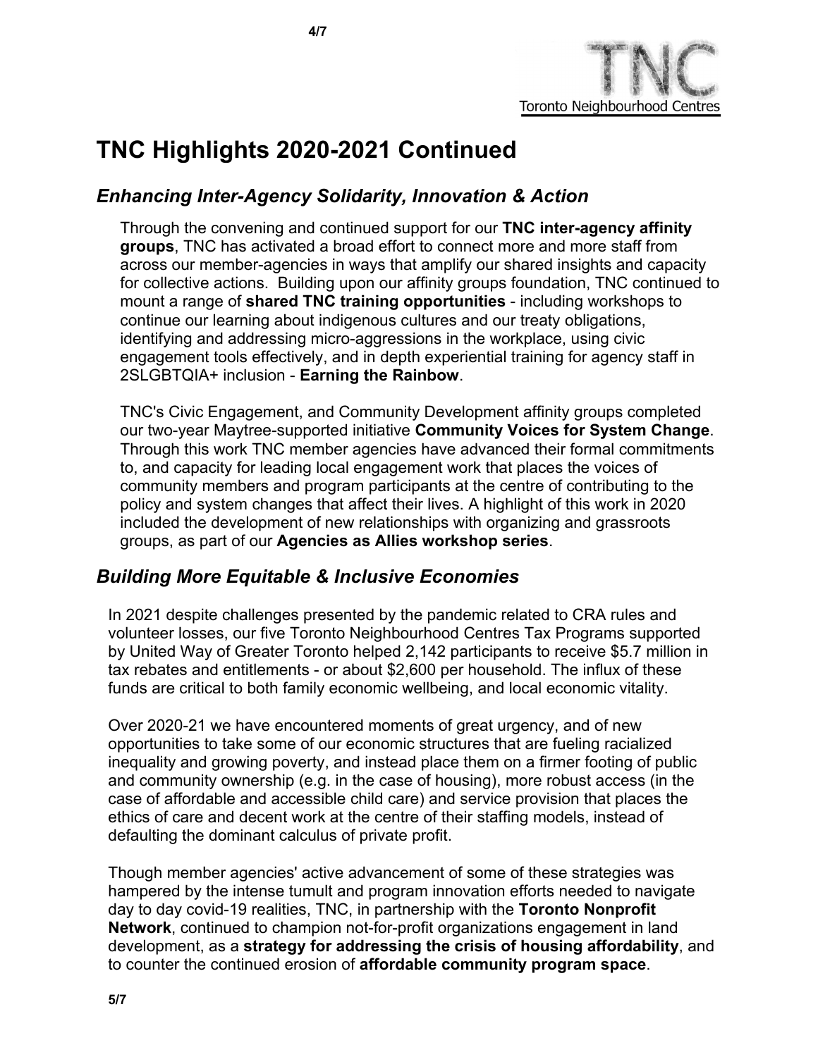# TNC Highlights 2020-2021 Continued

## *Enhancing Inter-Agency Solidarity, Innovation & Action*

Through the convening and continued support for our **TNC inter-agency affinity groups**, TNC has activated a broad effort to connect more and more staff from across our member-agencies in ways that amplify our shared insights and capacity for collective actions. Building upon our affinity groups foundation, TNC continued to mount a range of **shared TNC training opportunities** - including workshops to continue our learning about indigenous cultures and our treaty obligations, identifying and addressing micro-aggressions in the workplace, using civic engagement tools effectively, and in depth experiential training for agency staff in 2SLGBTQIA+ inclusion - **Earning the Rainbow**.

TNC's Civic Engagement, and Community Development affinity groups completed our two-year Maytree-supported initiative **Community Voices for System Change**. Through this work TNC member agencies have advanced their formal commitments to, and capacity for leading local engagement work that places the voices of community members and program participants at the centre of contributing to the policy and system changes that affect their lives. A highlight of this work in 2020 included the development of new relationships with organizing and grassroots groups, as part of our **Agencies as Allies workshop series**.

## *Building More Equitable & Inclusive Economies*

In 2021 despite challenges presented by the pandemic related to CRA rules and volunteer losses, our five Toronto Neighbourhood Centres Tax Programs supported by United Way of Greater Toronto helped 2,142 participants to receive $5.7 million in tax rebates and entitlements - or about $2,600 per household. The influx of these funds are critical to both family economic wellbeing, and local economic vitality.

Over 2020-21 we have encountered moments of great urgency, and of new opportunities to take some of our economic structures that are fueling racialized inequality and growing poverty, and instead place them on a firmer footing of public and community ownership (e.g. in the case of housing), more robust access (in the case of affordable and accessible child care) and service provision that places the ethics of care and decent work at the centre of their staffing models, instead of defaulting the dominant calculus of private profit.

Though member agencies' active advancement of some of these strategies was hampered by the intense tumult and program innovation efforts needed to navigate day to day covid-19 realities, TNC, in partnership with the **Toronto Nonprofit Network**, continued to champion not-for-profit organizations engagement in land development, as a **strategy for addressing the crisis of housing affordability**, and to counter the continued erosion of **affordable community program space**.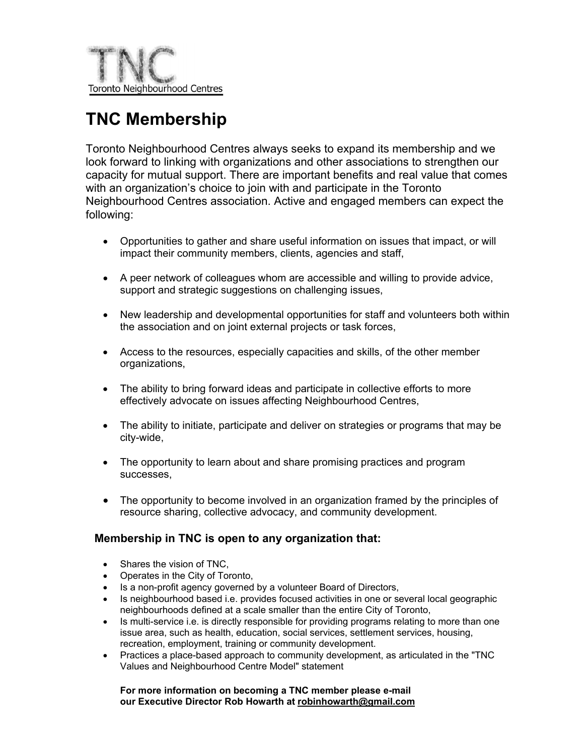TNC
Toronto Neighbourhood Centres

# TNC Membership

Toronto Neighbourhood Centres always seeks to expand its membership and we look forward to linking with organizations and other associations to strengthen our capacity for mutual support. There are important benefits and real value that comes with an organization's choice to join with and participate in the Toronto Neighbourhood Centres association. Active and engaged members can expect the following:

- Opportunities to gather and share useful information on issues that impact, or will impact their community members, clients, agencies and staff,
- A peer network of colleagues whom are accessible and willing to provide advice, support and strategic suggestions on challenging issues,
- New leadership and developmental opportunities for staff and volunteers both within the association and on joint external projects or task forces,
- Access to the resources, especially capacities and skills, of the other member organizations,
- The ability to bring forward ideas and participate in collective efforts to more effectively advocate on issues affecting Neighbourhood Centres,
- The ability to initiate, participate and deliver on strategies or programs that may be city-wide,
- The opportunity to learn about and share promising practices and program successes,
- The opportunity to become involved in an organization framed by the principles of resource sharing, collective advocacy, and community development.

### Membership in TNC is open to any organization that:

- Shares the vision of TNC,
- Operates in the City of Toronto,
- Is a non-profit agency governed by a volunteer Board of Directors,
- Is neighbourhood based i.e. provides focused activities in one or several local geographic neighbourhoods defined at a scale smaller than the entire City of Toronto,
- Is multi-service i.e. is directly responsible for providing programs relating to more than one issue area, such as health, education, social services, settlement services, housing, recreation, employment, training or community development.
- Practices a place-based approach to community development, as articulated in the "TNC Values and Neighbourhood Centre Model" statement

**For more information on becoming a TNC member please e-mail our Executive Director Rob Howarth at robinhowarth@gmail.com**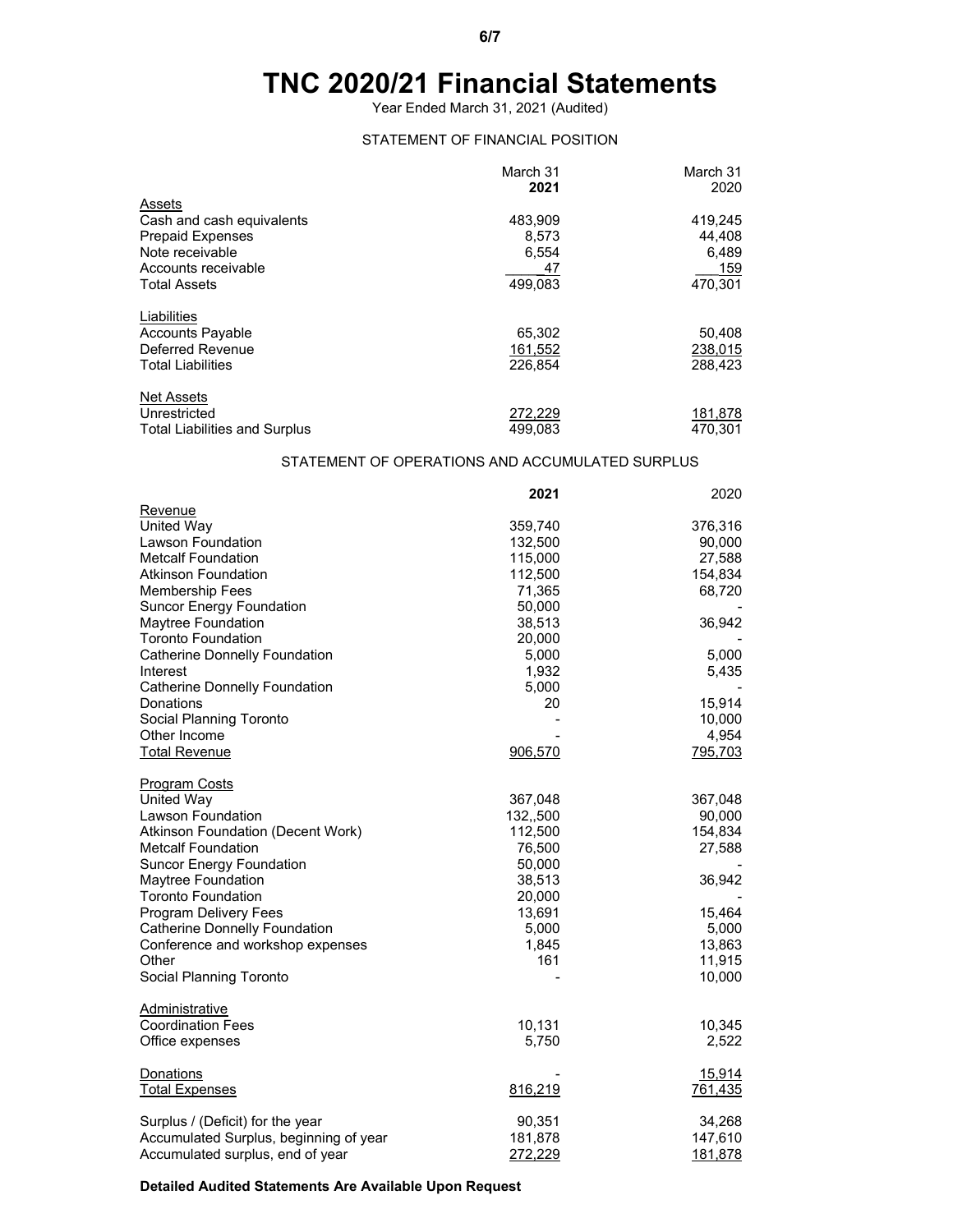# TNC 2020/21 Financial Statements

Year Ended March 31, 2021 (Audited)

## STATEMENT OF FINANCIAL POSITION

| | March 31 **2021** | March 31 2020 |
|---|---|---|
| Assets | | |
| Cash and cash equivalents | 483,909 | 419,245 |
| Prepaid Expenses | 8,573 | 44,408 |
| Note receivable | 6,554 | 6,489 |
| Accounts receivable | 47 | 159 |
| Total Assets | 499,083 | 470,301 |
| Liabilities | | |
| Accounts Payable | 65,302 | 50,408 |
| Deferred Revenue | 161,552 | 238,015 |
| Total Liabilities | 226,854 | 288,423 |
| Net Assets | | |
| Unrestricted | 272,229 | 181,878 |
| Total Liabilities and Surplus | 499,083 | 470,301 |

## STATEMENT OF OPERATIONS AND ACCUMULATED SURPLUS

| | **2021** | 2020 |
|---|---|---|
| Revenue | | |
| United Way | 359,740 | 376,316 |
| Lawson Foundation | 132,500 | 90,000 |
| Metcalf Foundation | 115,000 | 27,588 |
| Atkinson Foundation | 112,500 | 154,834 |
| Membership Fees | 71,365 | 68,720 |
| Suncor Energy Foundation | 50,000 | - |
| Maytree Foundation | 38,513 | 36,942 |
| Toronto Foundation | 20,000 | - |
| Catherine Donnelly Foundation | 5,000 | 5,000 |
| Interest | 1,932 | 5,435 |
| Catherine Donnelly Foundation | 5,000 | - |
| Donations | 20 | 15,914 |
| Social Planning Toronto | - | 10,000 |
| Other Income | - | 4,954 |
| Total Revenue | 906,570 | 795,703 |
| Program Costs | | |
| United Way | 367,048 | 367,048 |
| Lawson Foundation | 132,,500 | 90,000 |
| Atkinson Foundation (Decent Work) | 112,500 | 154,834 |
| Metcalf Foundation | 76,500 | 27,588 |
| Suncor Energy Foundation | 50,000 | - |
| Maytree Foundation | 38,513 | 36,942 |
| Toronto Foundation | 20,000 | - |
| Program Delivery Fees | 13,691 | 15,464 |
| Catherine Donnelly Foundation | 5,000 | 5,000 |
| Conference and workshop expenses | 1,845 | 13,863 |
| Other | 161 | 11,915 |
| Social Planning Toronto | - | 10,000 |
| Administrative | | |
| Coordination Fees | 10,131 | 10,345 |
| Office expenses | 5,750 | 2,522 |
| Donations | - | 15,914 |
| Total Expenses | 816,219 | 761,435 |
| Surplus / (Deficit) for the year | 90,351 | 34,268 |
| Accumulated Surplus, beginning of year | 181,878 | 147,610 |
| Accumulated surplus, end of year | 272,229 | 181,878 |

**Detailed Audited Statements Are Available Upon Request**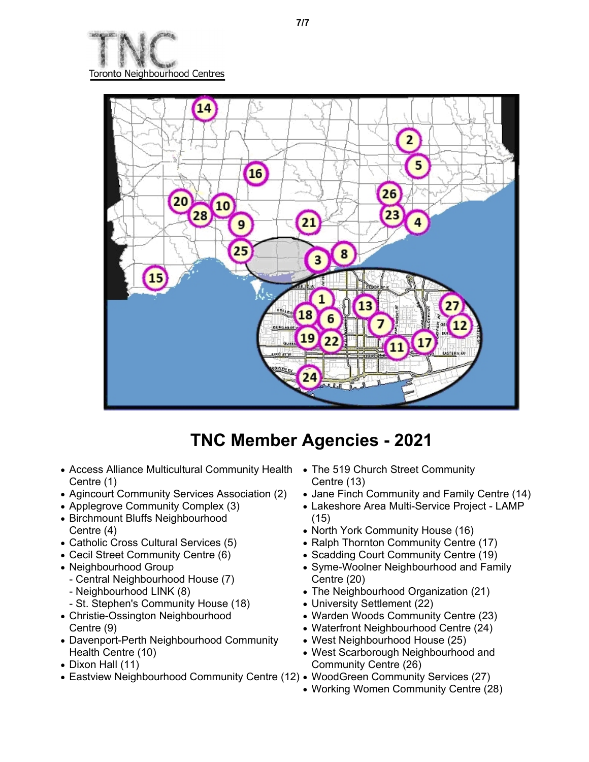TNC
Toronto Neighbourhood Centres

# TNC Member Agencies - 2021

- Access Alliance Multicultural Community Health Centre (1)
- Agincourt Community Services Association (2)
- Applegrove Community Complex (3)
- Birchmount Bluffs Neighbourhood Centre (4)
- Catholic Cross Cultural Services (5)
- Cecil Street Community Centre (6)
- Neighbourhood Group
  - Central Neighbourhood House (7)
  - Neighbourhood LINK (8)
  - St. Stephen's Community House (18)
- Christie-Ossington Neighbourhood Centre (9)
- Davenport-Perth Neighbourhood Community Health Centre (10)
- Dixon Hall (11)
- Eastview Neighbourhood Community Centre (12)
- The 519 Church Street Community Centre (13)
- Jane Finch Community and Family Centre (14)
- Lakeshore Area Multi-Service Project - LAMP (15)
- North York Community House (16)
- Ralph Thornton Community Centre (17)
- Scadding Court Community Centre (19)
- Syme-Woolner Neighbourhood and Family Centre (20)
- The Neighbourhood Organization (21)
- University Settlement (22)
- Warden Woods Community Centre (23)
- Waterfront Neighbourhood Centre (24)
- West Neighbourhood House (25)
- West Scarborough Neighbourhood and Community Centre (26)
- WoodGreen Community Services (27)
- Working Women Community Centre (28)